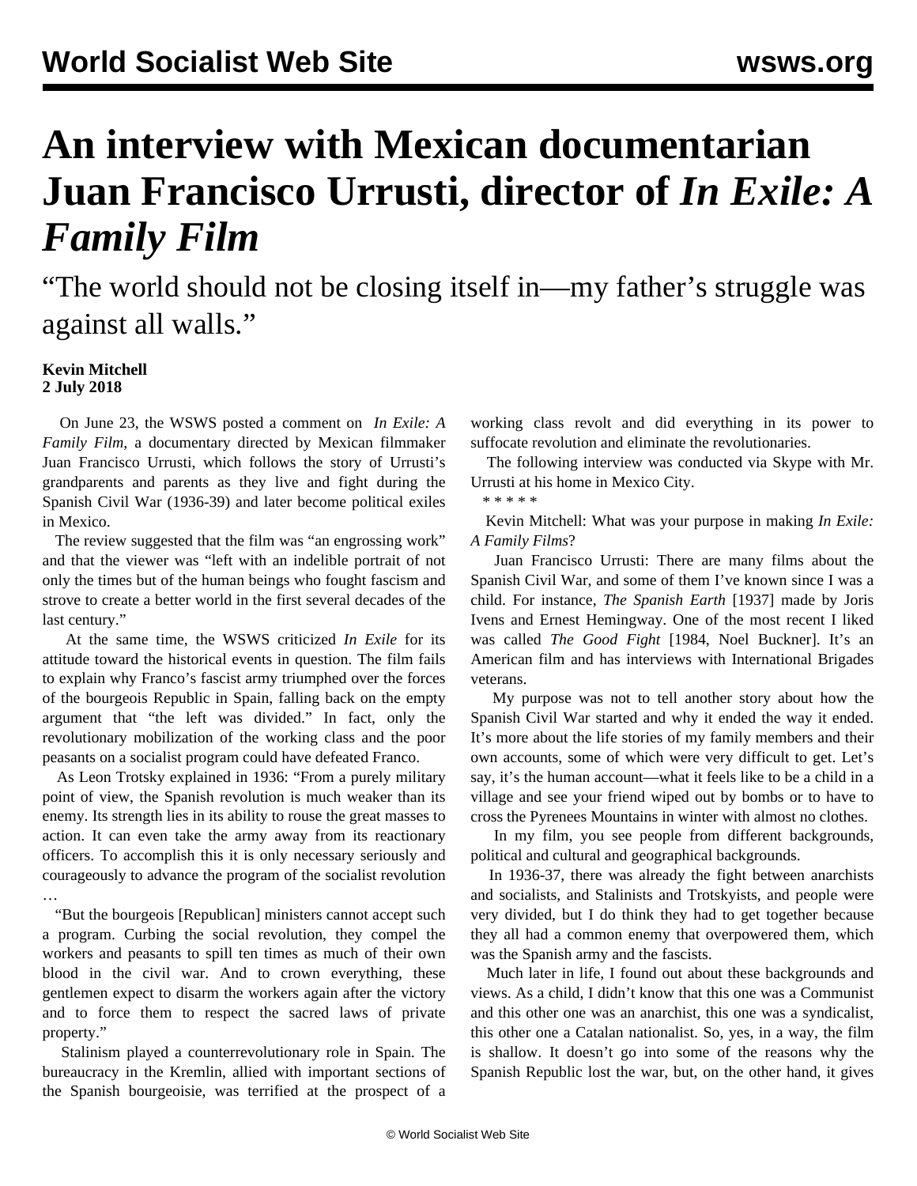# An interview with Mexican documentarian Juan Francisco Urrusti, director of *In Exile: A Family Film*

“The world should not be closing itself in—my father’s struggle was against all walls.”

**Kevin Mitchell**
**2 July 2018**

On June 23, the WSWS posted a comment on *In Exile: A Family Film*, a documentary directed by Mexican filmmaker Juan Francisco Urrusti, which follows the story of Urrusti’s grandparents and parents as they live and fight during the Spanish Civil War (1936-39) and later become political exiles in Mexico.

The review suggested that the film was “an engrossing work” and that the viewer was “left with an indelible portrait of not only the times but of the human beings who fought fascism and strove to create a better world in the first several decades of the last century.”

At the same time, the WSWS criticized *In Exile* for its attitude toward the historical events in question. The film fails to explain why Franco’s fascist army triumphed over the forces of the bourgeois Republic in Spain, falling back on the empty argument that “the left was divided.” In fact, only the revolutionary mobilization of the working class and the poor peasants on a socialist program could have defeated Franco.

As Leon Trotsky explained in 1936: “From a purely military point of view, the Spanish revolution is much weaker than its enemy. Its strength lies in its ability to rouse the great masses to action. It can even take the army away from its reactionary officers. To accomplish this it is only necessary seriously and courageously to advance the program of the socialist revolution …

“But the bourgeois [Republican] ministers cannot accept such a program. Curbing the social revolution, they compel the workers and peasants to spill ten times as much of their own blood in the civil war. And to crown everything, these gentlemen expect to disarm the workers again after the victory and to force them to respect the sacred laws of private property.”

Stalinism played a counterrevolutionary role in Spain. The bureaucracy in the Kremlin, allied with important sections of the Spanish bourgeoisie, was terrified at the prospect of a working class revolt and did everything in its power to suffocate revolution and eliminate the revolutionaries.

The following interview was conducted via Skype with Mr. Urrusti at his home in Mexico City.

\* \* \* \* \*

Kevin Mitchell: What was your purpose in making *In Exile: A Family Films*?

Juan Francisco Urrusti: There are many films about the Spanish Civil War, and some of them I’ve known since I was a child. For instance, *The Spanish Earth* [1937] made by Joris Ivens and Ernest Hemingway. One of the most recent I liked was called *The Good Fight* [1984, Noel Buckner]. It’s an American film and has interviews with International Brigades veterans.

My purpose was not to tell another story about how the Spanish Civil War started and why it ended the way it ended. It’s more about the life stories of my family members and their own accounts, some of which were very difficult to get. Let’s say, it’s the human account—what it feels like to be a child in a village and see your friend wiped out by bombs or to have to cross the Pyrenees Mountains in winter with almost no clothes.

In my film, you see people from different backgrounds, political and cultural and geographical backgrounds.

In 1936-37, there was already the fight between anarchists and socialists, and Stalinists and Trotskyists, and people were very divided, but I do think they had to get together because they all had a common enemy that overpowered them, which was the Spanish army and the fascists.

Much later in life, I found out about these backgrounds and views. As a child, I didn’t know that this one was a Communist and this other one was an anarchist, this one was a syndicalist, this other one a Catalan nationalist. So, yes, in a way, the film is shallow. It doesn’t go into some of the reasons why the Spanish Republic lost the war, but, on the other hand, it gives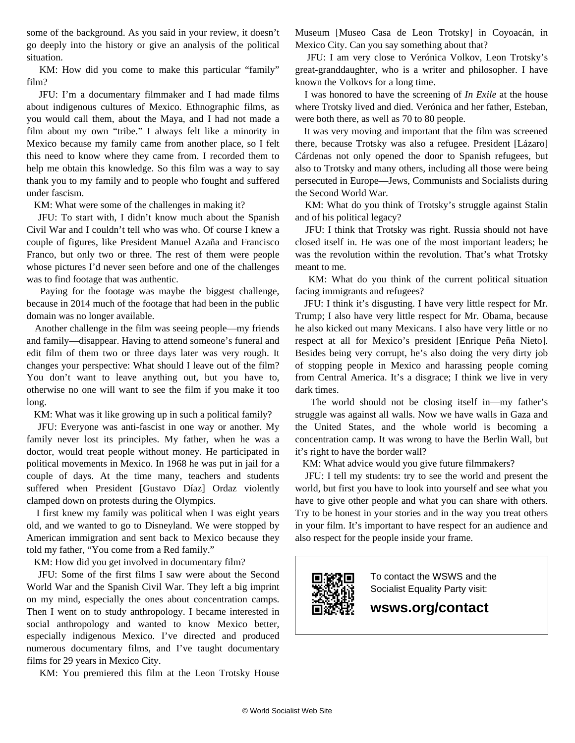some of the background. As you said in your review, it doesn't go deeply into the history or give an analysis of the political situation.

KM: How did you come to make this particular "family" film?

JFU: I'm a documentary filmmaker and I had made films about indigenous cultures of Mexico. Ethnographic films, as you would call them, about the Maya, and I had not made a film about my own "tribe." I always felt like a minority in Mexico because my family came from another place, so I felt this need to know where they came from. I recorded them to help me obtain this knowledge. So this film was a way to say thank you to my family and to people who fought and suffered under fascism.

KM: What were some of the challenges in making it?

JFU: To start with, I didn't know much about the Spanish Civil War and I couldn't tell who was who. Of course I knew a couple of figures, like President Manuel Azaña and Francisco Franco, but only two or three. The rest of them were people whose pictures I'd never seen before and one of the challenges was to find footage that was authentic.

Paying for the footage was maybe the biggest challenge, because in 2014 much of the footage that had been in the public domain was no longer available.

Another challenge in the film was seeing people—my friends and family—disappear. Having to attend someone's funeral and edit film of them two or three days later was very rough. It changes your perspective: What should I leave out of the film? You don't want to leave anything out, but you have to, otherwise no one will want to see the film if you make it too long.

KM: What was it like growing up in such a political family?

JFU: Everyone was anti-fascist in one way or another. My family never lost its principles. My father, when he was a doctor, would treat people without money. He participated in political movements in Mexico. In 1968 he was put in jail for a couple of days. At the time many, teachers and students suffered when President [Gustavo Díaz] Ordaz violently clamped down on protests during the Olympics.

I first knew my family was political when I was eight years old, and we wanted to go to Disneyland. We were stopped by American immigration and sent back to Mexico because they told my father, "You come from a Red family."

KM: How did you get involved in documentary film?

JFU: Some of the first films I saw were about the Second World War and the Spanish Civil War. They left a big imprint on my mind, especially the ones about concentration camps. Then I went on to study anthropology. I became interested in social anthropology and wanted to know Mexico better, especially indigenous Mexico. I've directed and produced numerous documentary films, and I've taught documentary films for 29 years in Mexico City.

KM: You premiered this film at the Leon Trotsky House Museum [Museo Casa de Leon Trotsky] in Coyoacán, in Mexico City. Can you say something about that?

JFU: I am very close to Verónica Volkov, Leon Trotsky's great-granddaughter, who is a writer and philosopher. I have known the Volkovs for a long time.

I was honored to have the screening of *In Exile* at the house where Trotsky lived and died. Verónica and her father, Esteban, were both there, as well as 70 to 80 people.

It was very moving and important that the film was screened there, because Trotsky was also a refugee. President [Lázaro] Cárdenas not only opened the door to Spanish refugees, but also to Trotsky and many others, including all those were being persecuted in Europe—Jews, Communists and Socialists during the Second World War.

KM: What do you think of Trotsky's struggle against Stalin and of his political legacy?

JFU: I think that Trotsky was right. Russia should not have closed itself in. He was one of the most important leaders; he was the revolution within the revolution. That's what Trotsky meant to me.

KM: What do you think of the current political situation facing immigrants and refugees?

JFU: I think it's disgusting. I have very little respect for Mr. Trump; I also have very little respect for Mr. Obama, because he also kicked out many Mexicans. I also have very little or no respect at all for Mexico's president [Enrique Peña Nieto]. Besides being very corrupt, he's also doing the very dirty job of stopping people in Mexico and harassing people coming from Central America. It's a disgrace; I think we live in very dark times.

The world should not be closing itself in—my father's struggle was against all walls. Now we have walls in Gaza and the United States, and the whole world is becoming a concentration camp. It was wrong to have the Berlin Wall, but it's right to have the border wall?

KM: What advice would you give future filmmakers?

JFU: I tell my students: try to see the world and present the world, but first you have to look into yourself and see what you have to give other people and what you can share with others. Try to be honest in your stories and in the way you treat others in your film. It's important to have respect for an audience and also respect for the people inside your frame.

To contact the WSWS and the Socialist Equality Party visit:

**wsws.org/contact**